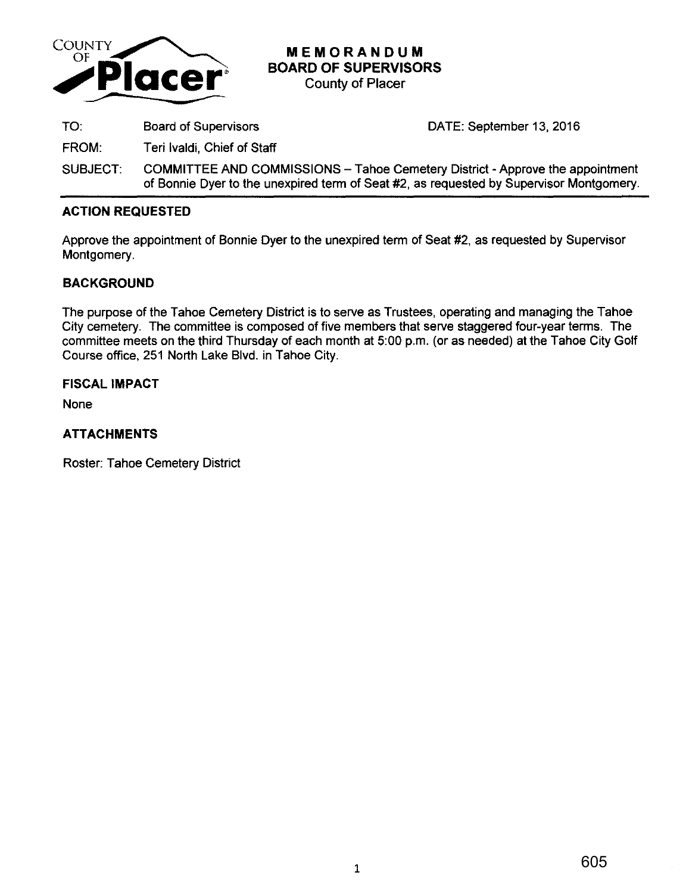# MEMORANDUM
## BOARD OF SUPERVISORS
County of Placer

| | | |
|---|---|---|
| TO: | Board of Supervisors | DATE: September 13, 2016 |
| FROM: | Teri Ivaldi, Chief of Staff | |
| SUBJECT: | COMMITTEE AND COMMISSIONS – Tahoe Cemetery District - Approve the appointment of Bonnie Dyer to the unexpired term of Seat #2, as requested by Supervisor Montgomery. | |

### ACTION REQUESTED

Approve the appointment of Bonnie Dyer to the unexpired term of Seat #2, as requested by Supervisor Montgomery.

### BACKGROUND

The purpose of the Tahoe Cemetery District is to serve as Trustees, operating and managing the Tahoe City cemetery. The committee is composed of five members that serve staggered four-year terms. The committee meets on the third Thursday of each month at 5:00 p.m. (or as needed) at the Tahoe City Golf Course office, 251 North Lake Blvd. in Tahoe City.

### FISCAL IMPACT

None

### ATTACHMENTS

Roster: Tahoe Cemetery District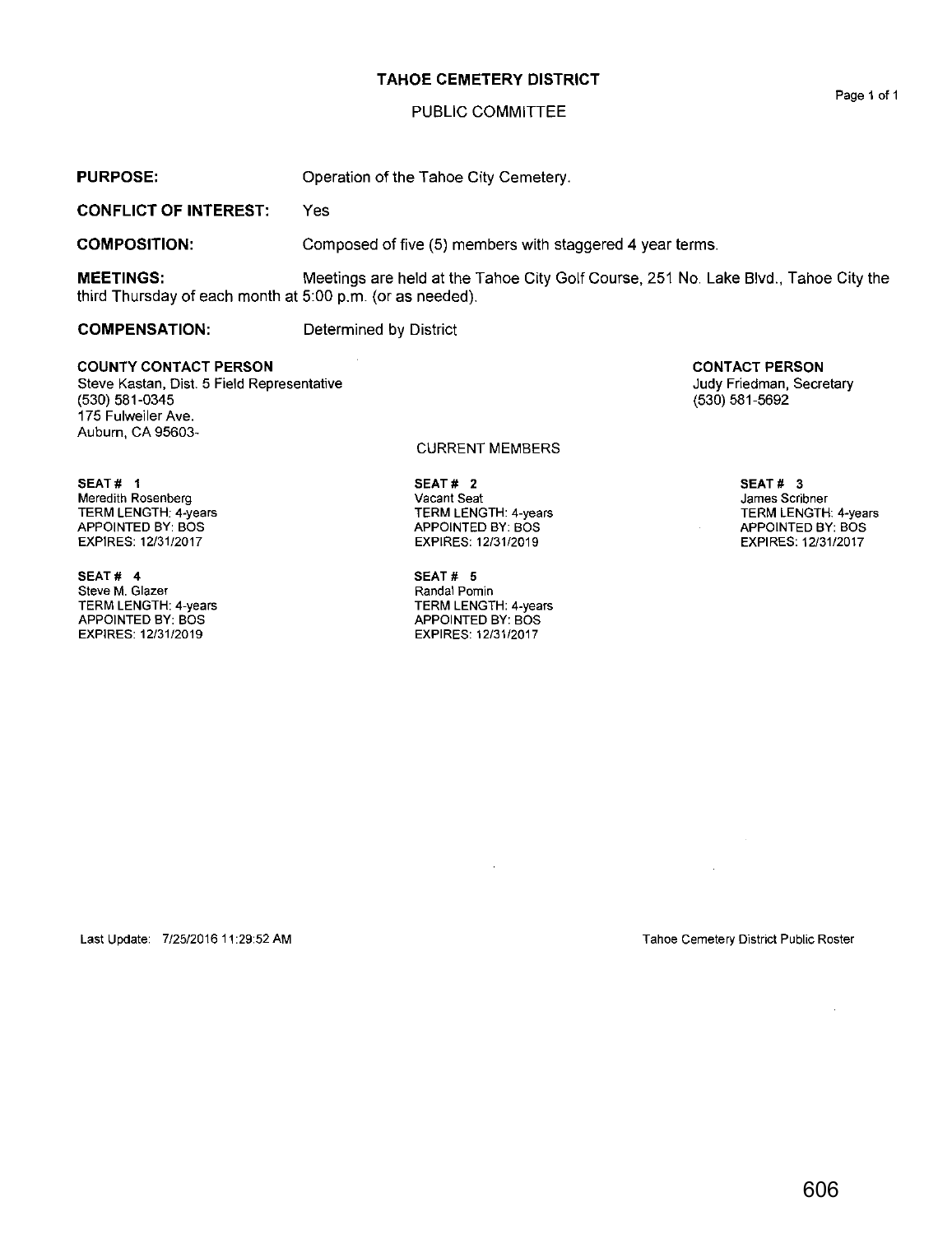# TAHOE CEMETERY DISTRICT

PUBLIC COMMITTEE

**PURPOSE:** Operation of the Tahoe City Cemetery.

**CONFLICT OF INTEREST:** Yes

**COMPOSITION:** Composed of five (5) members with staggered 4 year terms.

**MEETINGS:** Meetings are held at the Tahoe City Golf Course, 251 No. Lake Blvd., Tahoe City the third Thursday of each month at 5:00 p.m. (or as needed).

**COMPENSATION:** Determined by District

**COUNTY CONTACT PERSON**
Steve Kastan, Dist. 5 Field Representative
(530) 581-0345
175 Fulweiler Ave.
Auburn, CA 95603-

**CONTACT PERSON**
Judy Friedman, Secretary
(530) 581-5692

CURRENT MEMBERS

**SEAT # 1**
Meredith Rosenberg
TERM LENGTH: 4-years
APPOINTED BY: BOS
EXPIRES: 12/31/2017

**SEAT # 2**
Vacant Seat
TERM LENGTH: 4-years
APPOINTED BY: BOS
EXPIRES: 12/31/2019

**SEAT # 3**
James Scribner
TERM LENGTH: 4-years
APPOINTED BY: BOS
EXPIRES: 12/31/2017

**SEAT # 4**
Steve M. Glazer
TERM LENGTH: 4-years
APPOINTED BY: BOS
EXPIRES: 12/31/2019

**SEAT # 5**
Randal Pomin
TERM LENGTH: 4-years
APPOINTED BY: BOS
EXPIRES: 12/31/2017

Last Update: 7/25/2016 11:29:52 AM

Tahoe Cemetery District Public Roster